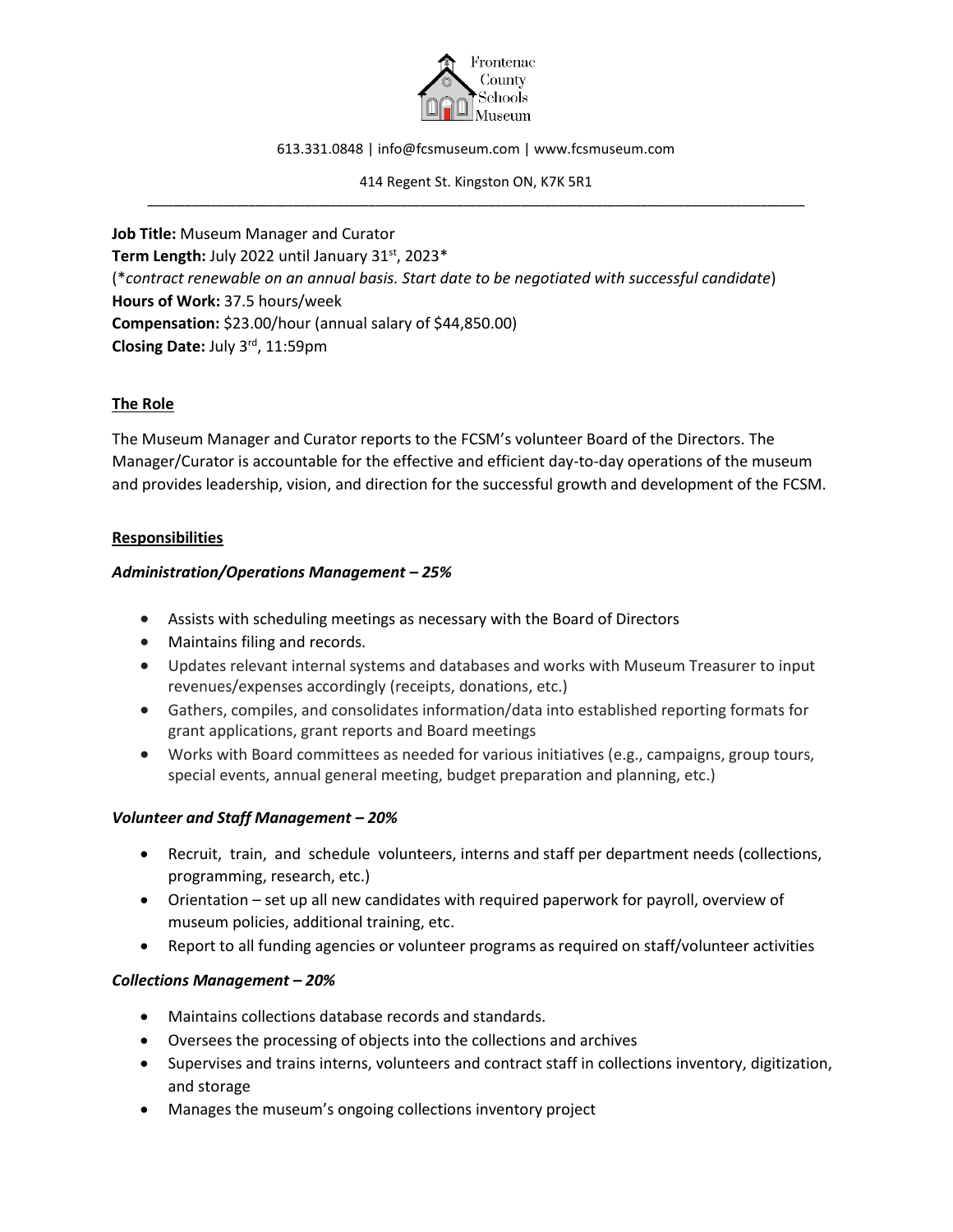Frontenac County Schools Museum

613.331.0848 | info@fcsmuseum.com | www.fcsmuseum.com

414 Regent St. Kingston ON, K7K 5R1

---

**Job Title:** Museum Manager and Curator
**Term Length:** July 2022 until January 31st, 2023*
(*contract renewable on an annual basis. Start date to be negotiated with successful candidate*)
**Hours of Work:** 37.5 hours/week
**Compensation:** $23.00/hour (annual salary of $44,850.00)
**Closing Date:** July 3rd, 11:59pm

## The Role

The Museum Manager and Curator reports to the FCSM's volunteer Board of the Directors. The Manager/Curator is accountable for the effective and efficient day-to-day operations of the museum and provides leadership, vision, and direction for the successful growth and development of the FCSM.

## Responsibilities

### *Administration/Operations Management – 25%*

- Assists with scheduling meetings as necessary with the Board of Directors
- Maintains filing and records.
- Updates relevant internal systems and databases and works with Museum Treasurer to input revenues/expenses accordingly (receipts, donations, etc.)
- Gathers, compiles, and consolidates information/data into established reporting formats for grant applications, grant reports and Board meetings
- Works with Board committees as needed for various initiatives (e.g., campaigns, group tours, special events, annual general meeting, budget preparation and planning, etc.)

### *Volunteer and Staff Management – 20%*

- Recruit, train, and schedule volunteers, interns and staff per department needs (collections, programming, research, etc.)
- Orientation – set up all new candidates with required paperwork for payroll, overview of museum policies, additional training, etc.
- Report to all funding agencies or volunteer programs as required on staff/volunteer activities

### *Collections Management – 20%*

- Maintains collections database records and standards.
- Oversees the processing of objects into the collections and archives
- Supervises and trains interns, volunteers and contract staff in collections inventory, digitization, and storage
- Manages the museum's ongoing collections inventory project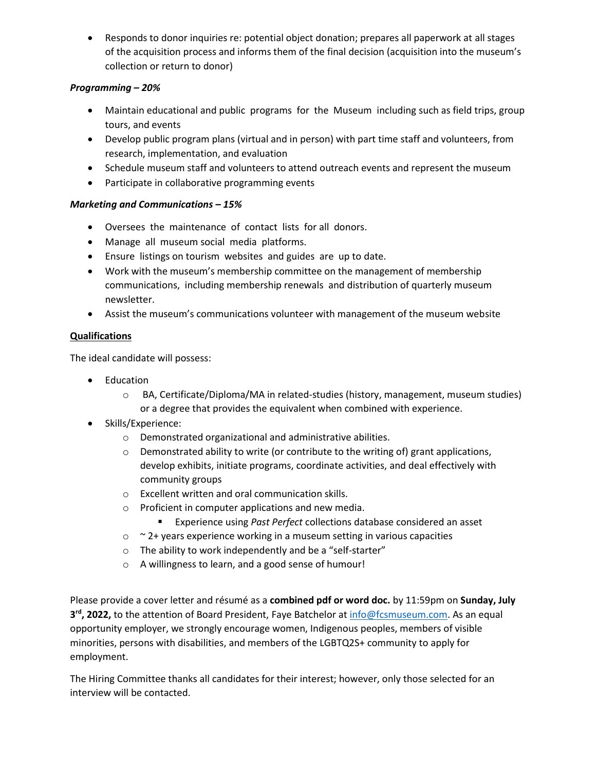- Responds to donor inquiries re: potential object donation; prepares all paperwork at all stages of the acquisition process and informs them of the final decision (acquisition into the museum's collection or return to donor)

***Programming – 20%***

- Maintain educational and public programs for the Museum including such as field trips, group tours, and events
- Develop public program plans (virtual and in person) with part time staff and volunteers, from research, implementation, and evaluation
- Schedule museum staff and volunteers to attend outreach events and represent the museum
- Participate in collaborative programming events

***Marketing and Communications – 15%***

- Oversees the maintenance of contact lists for all donors.
- Manage all museum social media platforms.
- Ensure listings on tourism websites and guides are up to date.
- Work with the museum's membership committee on the management of membership communications, including membership renewals and distribution of quarterly museum newsletter.
- Assist the museum's communications volunteer with management of the museum website

**Qualifications**

The ideal candidate will possess:

- Education
  - BA, Certificate/Diploma/MA in related-studies (history, management, museum studies) or a degree that provides the equivalent when combined with experience.
- Skills/Experience:
  - Demonstrated organizational and administrative abilities.
  - Demonstrated ability to write (or contribute to the writing of) grant applications, develop exhibits, initiate programs, coordinate activities, and deal effectively with community groups
  - Excellent written and oral communication skills.
  - Proficient in computer applications and new media.
    - Experience using *Past Perfect* collections database considered an asset
  - ~ 2+ years experience working in a museum setting in various capacities
  - The ability to work independently and be a "self-starter"
  - A willingness to learn, and a good sense of humour!

Please provide a cover letter and résumé as a **combined pdf or word doc.** by 11:59pm on **Sunday, July 3rd, 2022,** to the attention of Board President, Faye Batchelor at info@fcsmuseum.com. As an equal opportunity employer, we strongly encourage women, Indigenous peoples, members of visible minorities, persons with disabilities, and members of the LGBTQ2S+ community to apply for employment.

The Hiring Committee thanks all candidates for their interest; however, only those selected for an interview will be contacted.